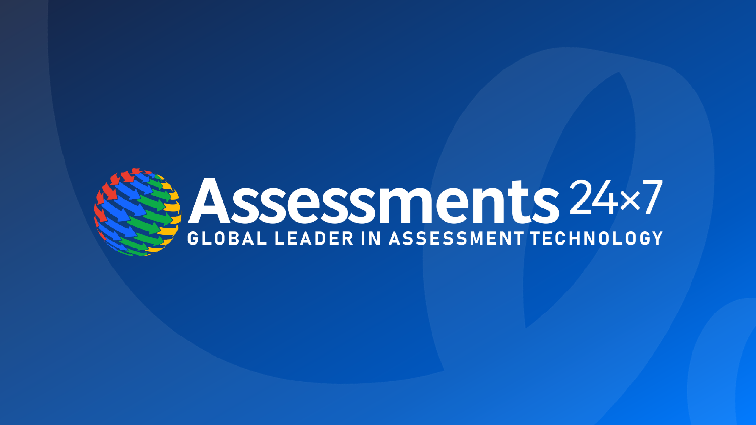# Assessments 24×7

**GLOBAL LEADER IN ASSESSMENT TECHNOLOGY**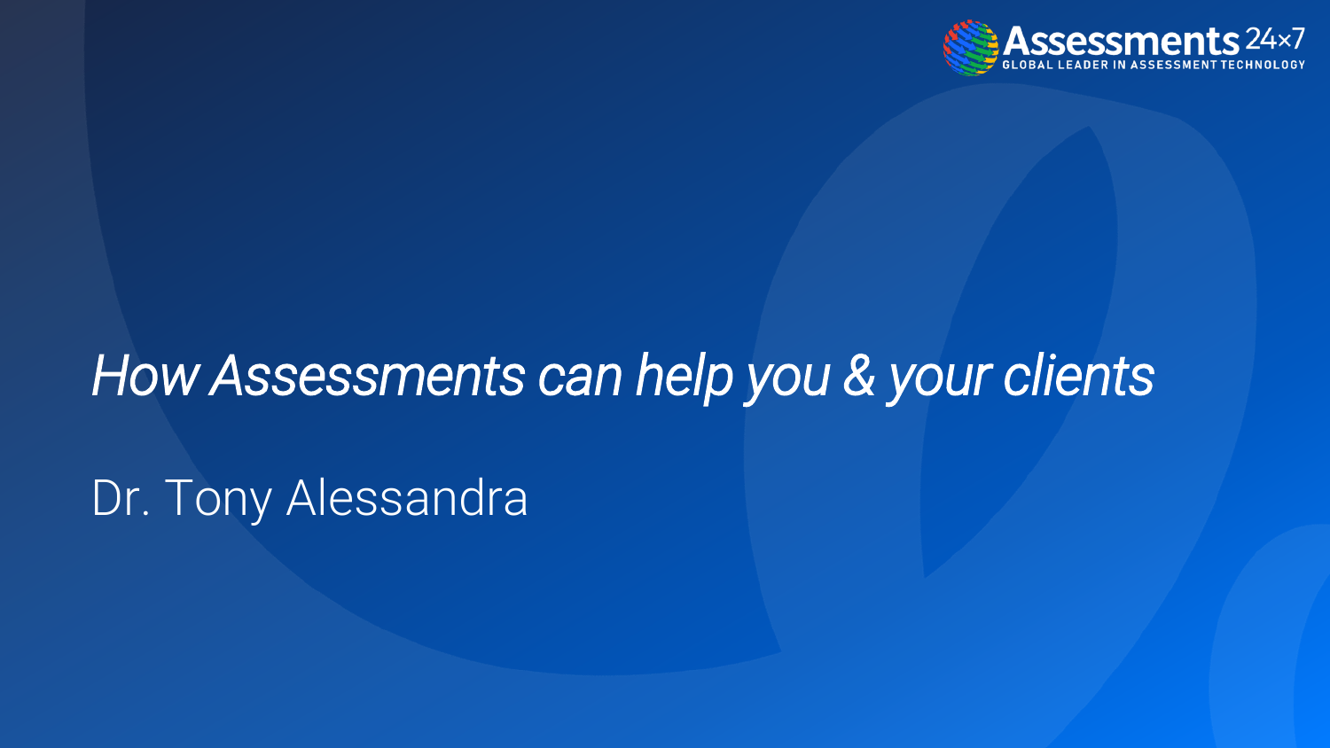Assessments 24×7
GLOBAL LEADER IN ASSESSMENT TECHNOLOGY

# *How Assessments can help you & your clients*

Dr. Tony Alessandra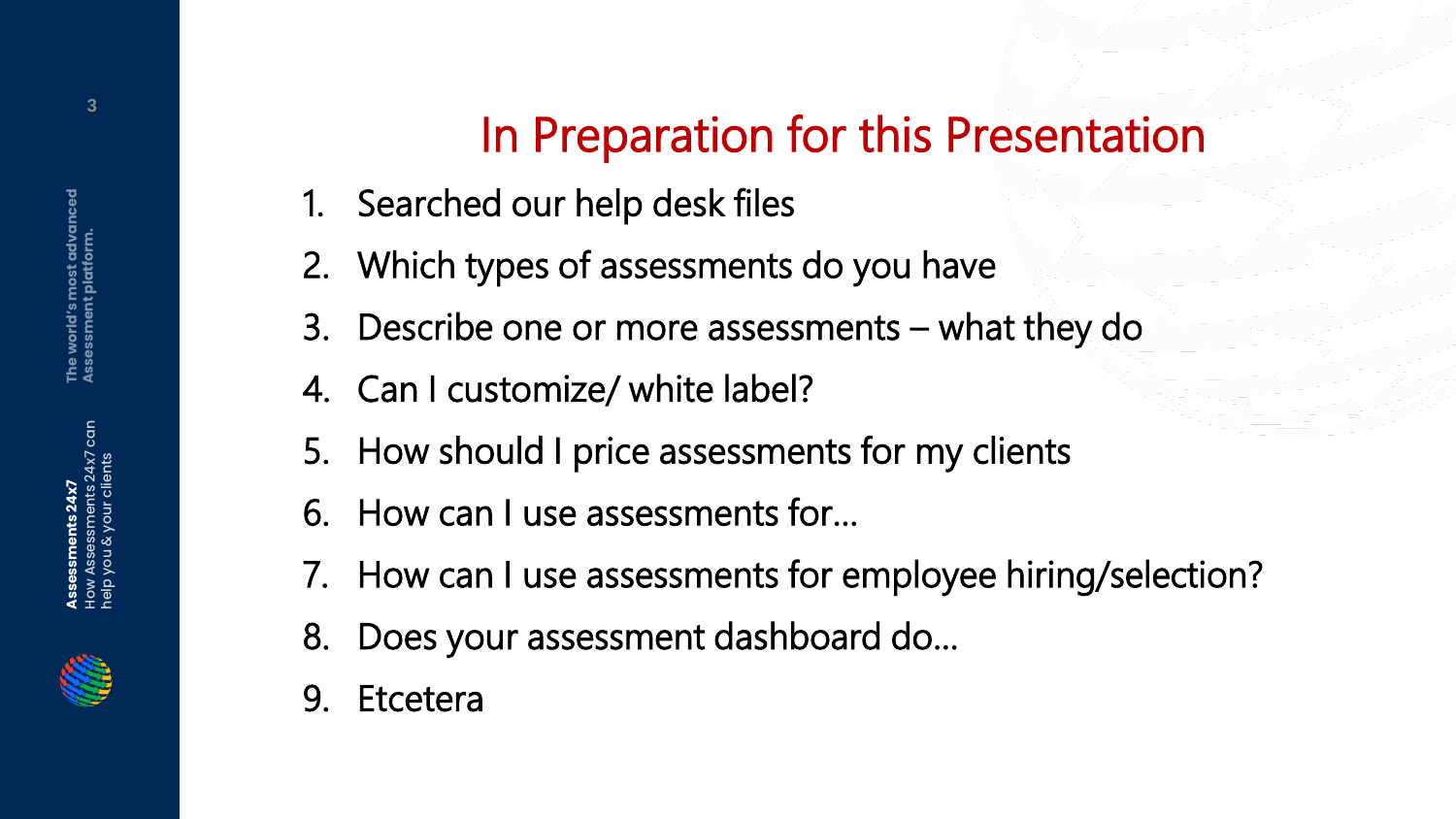# In Preparation for this Presentation

1. Searched our help desk files
2. Which types of assessments do you have
3. Describe one or more assessments – what they do
4. Can I customize/ white label?
5. How should I price assessments for my clients
6. How can I use assessments for…
7. How can I use assessments for employee hiring/selection?
8. Does your assessment dashboard do…
9. Etcetera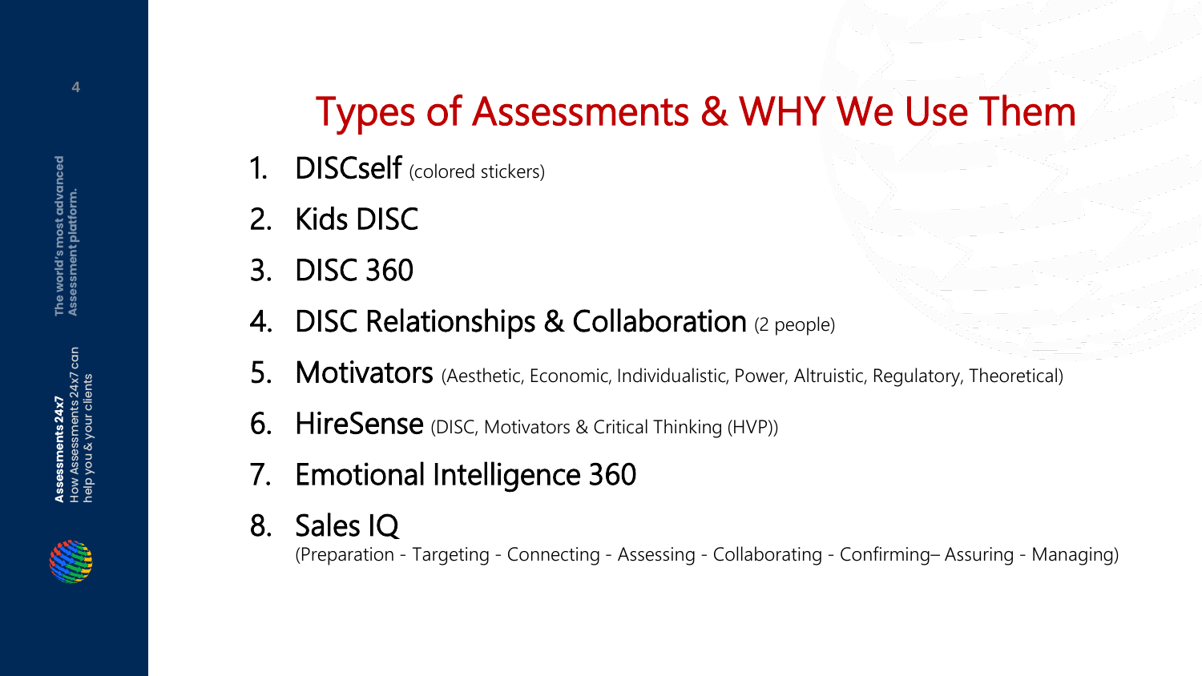# Types of Assessments & WHY We Use Them

1. DISCself (colored stickers)
2. Kids DISC
3. DISC 360
4. DISC Relationships & Collaboration (2 people)
5. Motivators (Aesthetic, Economic, Individualistic, Power, Altruistic, Regulatory, Theoretical)
6. HireSense (DISC, Motivators & Critical Thinking (HVP))
7. Emotional Intelligence 360
8. Sales IQ
   (Preparation - Targeting - Connecting - Assessing - Collaborating - Confirming– Assuring - Managing)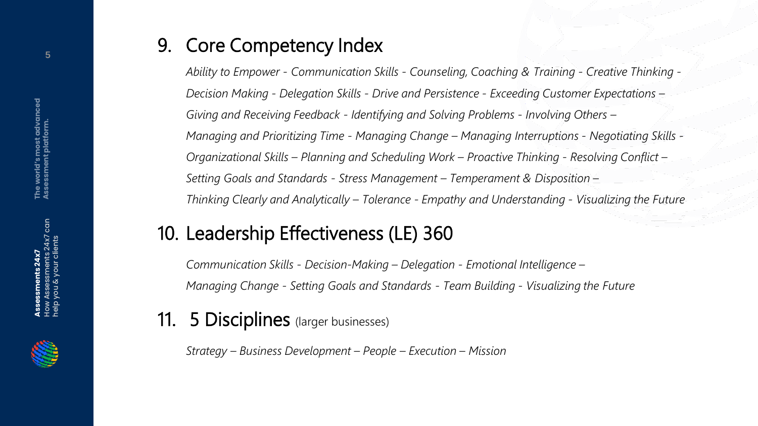## 9. Core Competency Index

*Ability to Empower - Communication Skills - Counseling, Coaching & Training - Creative Thinking - Decision Making - Delegation Skills - Drive and Persistence - Exceeding Customer Expectations – Giving and Receiving Feedback - Identifying and Solving Problems - Involving Others – Managing and Prioritizing Time - Managing Change – Managing Interruptions - Negotiating Skills - Organizational Skills – Planning and Scheduling Work – Proactive Thinking - Resolving Conflict – Setting Goals and Standards - Stress Management – Temperament & Disposition – Thinking Clearly and Analytically – Tolerance - Empathy and Understanding - Visualizing the Future*

## 10. Leadership Effectiveness (LE) 360

*Communication Skills - Decision-Making – Delegation - Emotional Intelligence – Managing Change - Setting Goals and Standards - Team Building - Visualizing the Future*

## 11. 5 Disciplines (larger businesses)

*Strategy – Business Development – People – Execution – Mission*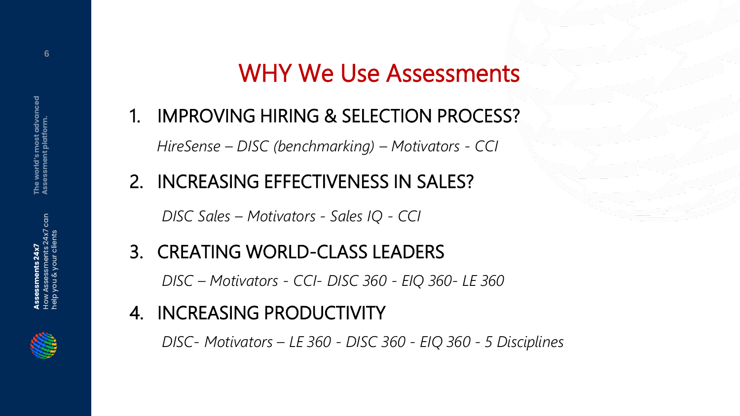# WHY We Use Assessments

1. IMPROVING HIRING & SELECTION PROCESS?

   *HireSense – DISC (benchmarking) – Motivators - CCI*

2. INCREASING EFFECTIVENESS IN SALES?

   *DISC Sales – Motivators - Sales IQ - CCI*

3. CREATING WORLD-CLASS LEADERS

   *DISC – Motivators - CCI- DISC 360 - EIQ 360- LE 360*

4. INCREASING PRODUCTIVITY

   *DISC- Motivators – LE 360 - DISC 360 - EIQ 360 - 5 Disciplines*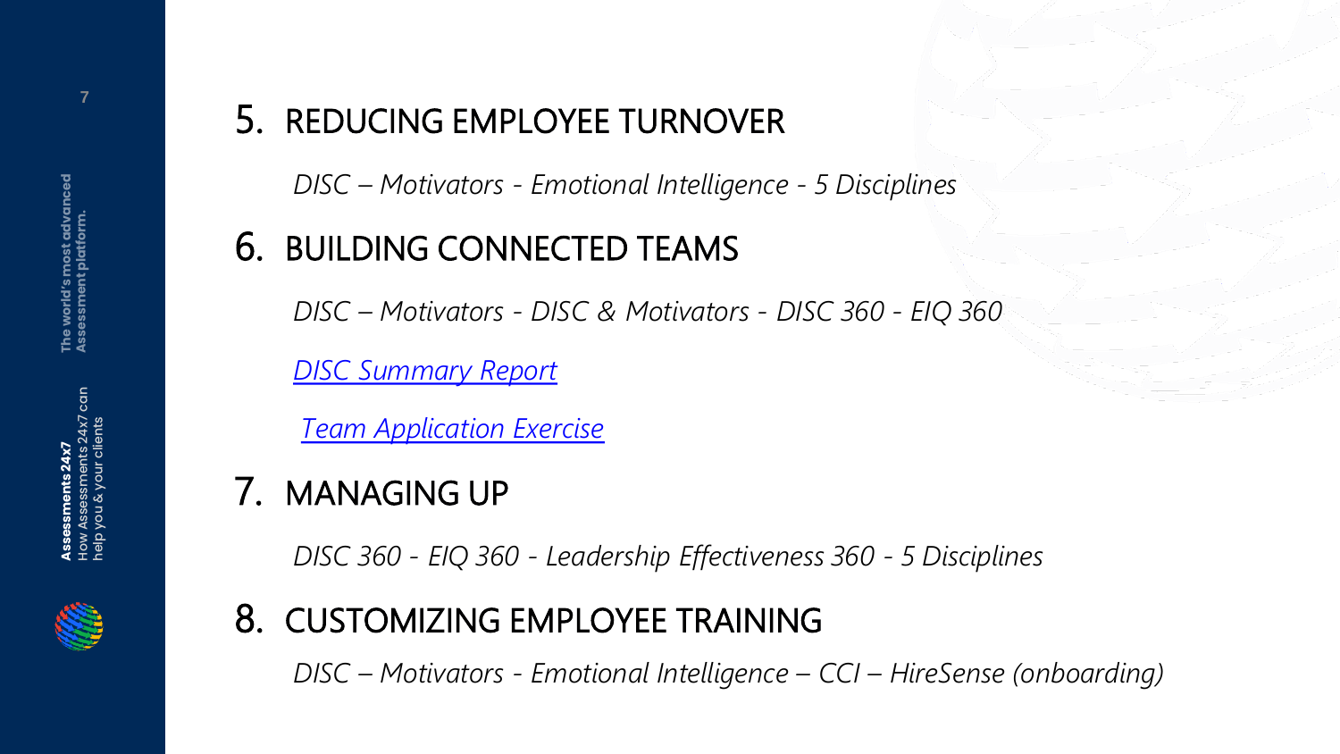## 5. REDUCING EMPLOYEE TURNOVER

*DISC – Motivators - Emotional Intelligence - 5 Disciplines*

## 6. BUILDING CONNECTED TEAMS

*DISC – Motivators - DISC & Motivators - DISC 360 - EIQ 360*

*DISC Summary Report*

*Team Application Exercise*

## 7. MANAGING UP

*DISC 360 - EIQ 360 - Leadership Effectiveness 360 - 5 Disciplines*

## 8. CUSTOMIZING EMPLOYEE TRAINING

*DISC – Motivators - Emotional Intelligence – CCI – HireSense (onboarding)*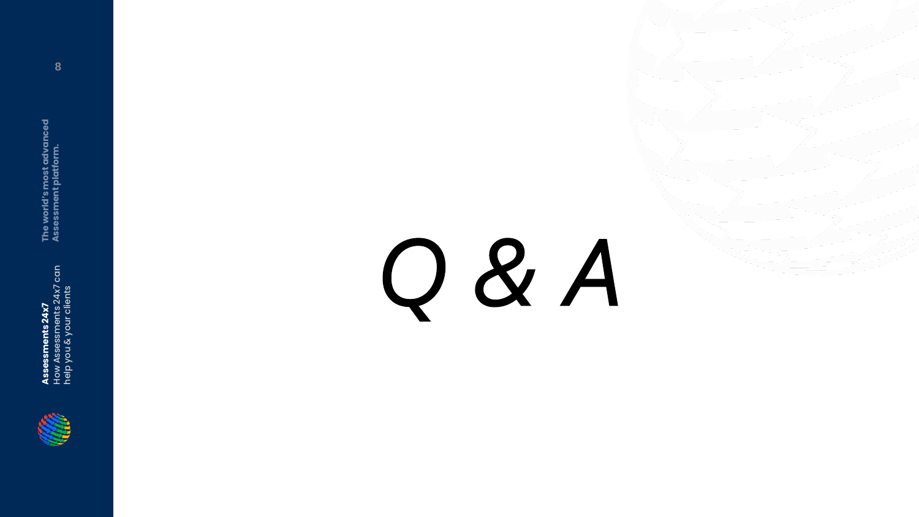# *Q & A*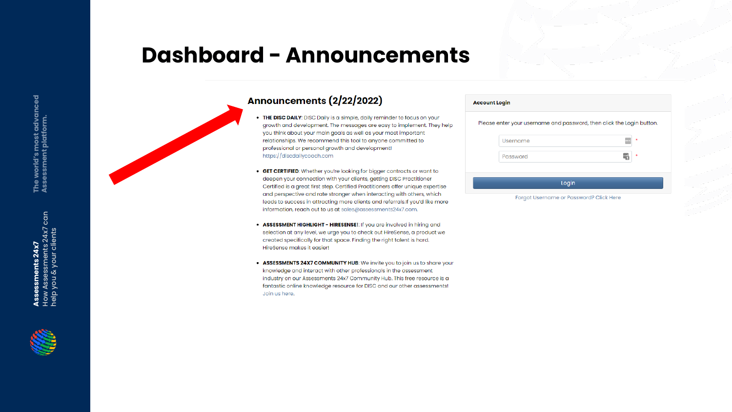# Dashboard - Announcements

## Announcements (2/22/2022)

- **THE DISC DAILY**: DISC Daily is a simple, daily reminder to focus on your growth and development. The messages are easy to implement. They help you think about your main goals as well as your most important relationships. We recommend this tool to anyone committed to professional or personal growth and development! https://discdailycoach.com
- **GET CERTIFIED**: Whether you're looking for bigger contracts or want to deepen your connection with your clients, getting DISC Practitioner Certified is a great first step. Certified Practitioners offer unique expertise and perspective and rate stronger when interacting with others, which leads to success in attracting more clients and referrals.If you'd like more information, reach out to us at sales@assessments24x7.com.
- **ASSESSMENT HIGHLIGHT - HIRESENSE!**. If you are involved in hiring and selection at any level, we urge you to check out HireSense, a product we created specifically for that space. Finding the right talent is hard. HireSense makes it easier!
- **ASSESSMENTS 24X7 COMMUNITY HUB**: We invite you to join us to share your knowledge and interact with other professionals in the assessment industry on our Assessments 24x7 Community Hub. This free resource is a fantastic online knowledge resource for DISC and our other assessments! Join us here.

**Account Login**

Please enter your username and password, then click the Login button.

Username *

Password *

Login

Forgot Username or Password? Click Here

The world's most advanced Assessment platform.

**Assessments 24x7**
How Assessments 24x7 can help you & your clients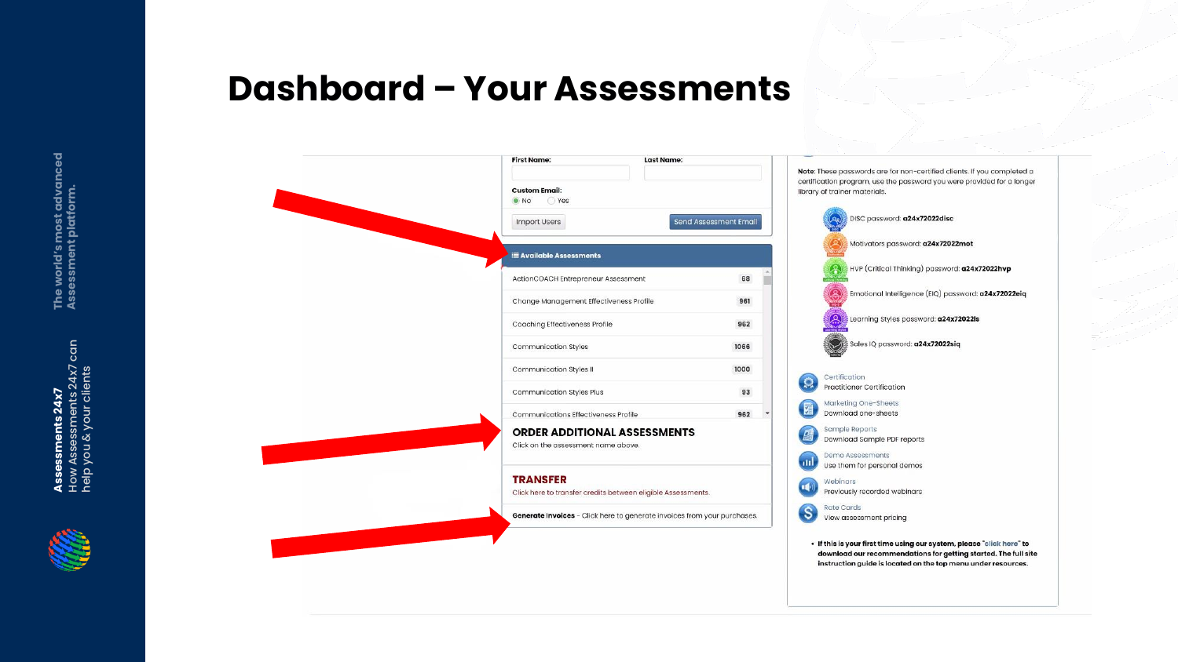# Dashboard – Your Assessments

First Name:

Last Name:

Custom Email:

No | Yes

Import Users | Send Assessment Email

**Available Assessments**

| | |
|---|---|
| ActionCOACH Entrepreneur Assessment | 68 |
| Change Management Effectiveness Profile | 961 |
| Coaching Effectiveness Profile | 962 |
| Communication Styles | 1066 |
| Communication Styles II | 1000 |
| Communication Styles Plus | 93 |
| Communications Effectiveness Profile | 962 |

**ORDER ADDITIONAL ASSESSMENTS**

Click on the assessment name above.

**TRANSFER**

Click here to transfer credits between eligible Assessments.

**Generate Invoices** - Click here to generate invoices from your purchases.

**Note:** These passwords are for non-certified clients. If you completed a certification program, use the password you were provided for a longer library of trainer materials.

- DISC password: **a24x72022disc**
- Motivators password: **a24x72022mot**
- HVP (Critical Thinking) password: **a24x72022hvp**
- Emotional Intelligence (EIQ) password: **a24x72022eiq**
- Learning Styles password: **a24x72022ls**
- Sales IQ password: **a24x72022siq**

Certification
Practitioner Certification

Marketing One-Sheets
Download one-sheets

Sample Reports
Download Sample PDF reports

Demo Assessments
Use them for personal demos

Webinars
Previously recorded webinars

Rate Cards
View assessment pricing

- **If this is your first time using our system, please "click here" to download our recommendations for getting started. The full site instruction guide is located on the top menu under resources.**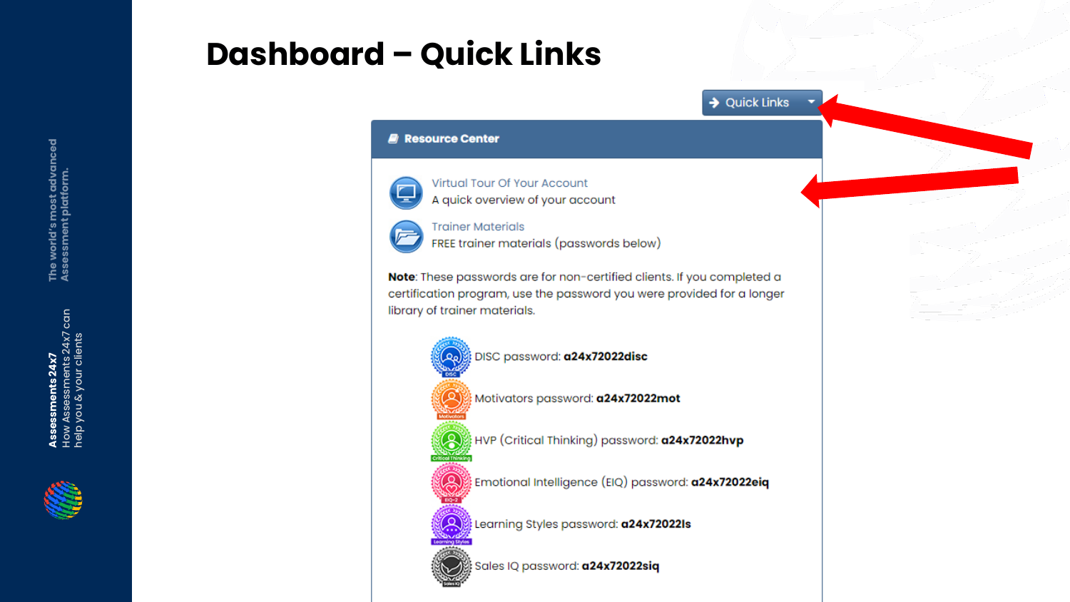# Dashboard – Quick Links

Quick Links

**Resource Center**

Virtual Tour Of Your Account
A quick overview of your account

Trainer Materials
FREE trainer materials (passwords below)

**Note**: These passwords are for non-certified clients. If you completed a certification program, use the password you were provided for a longer library of trainer materials.

- DISC password: **a24x72022disc**
- Motivators password: **a24x72022mot**
- HVP (Critical Thinking) password: **a24x72022hvp**
- Emotional Intelligence (EIQ) password: **a24x72022eiq**
- Learning Styles password: **a24x72022ls**
- Sales IQ password: **a24x72022siq**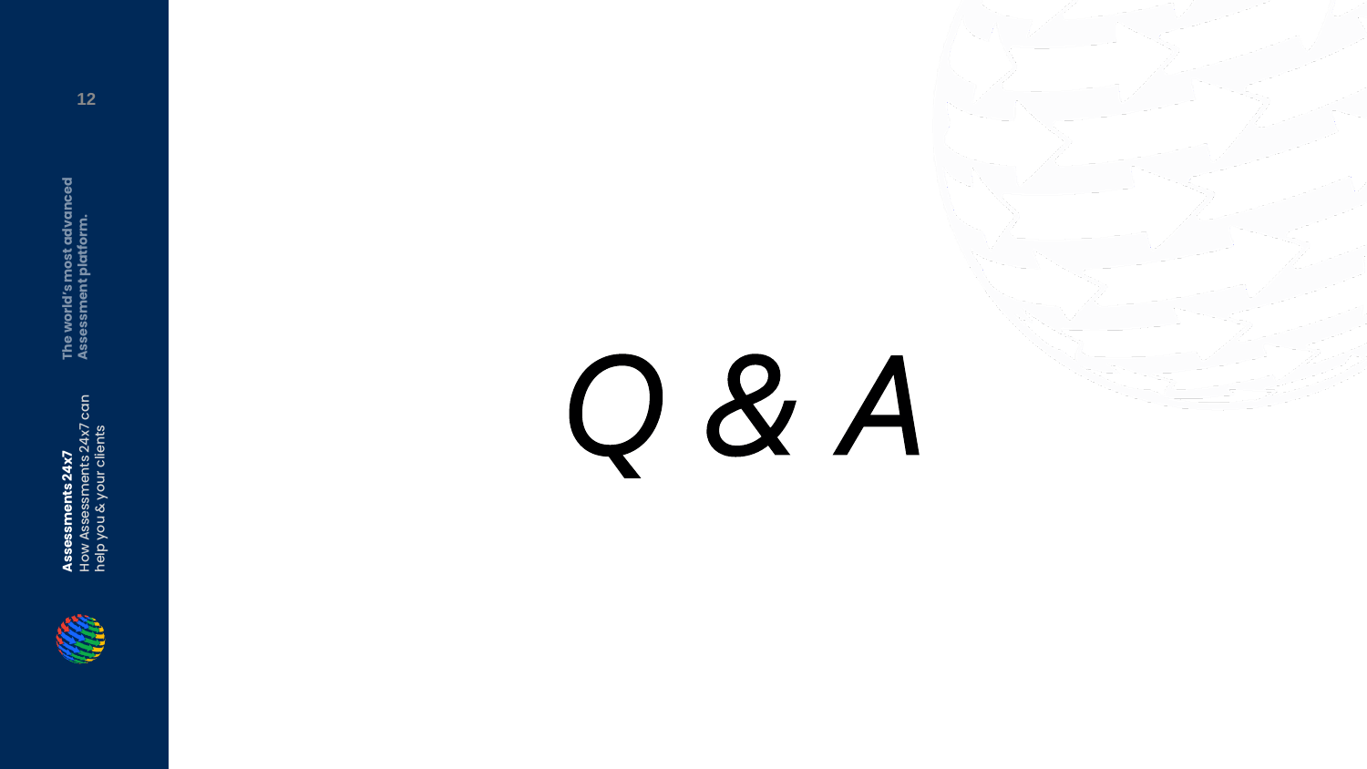# *Q & A*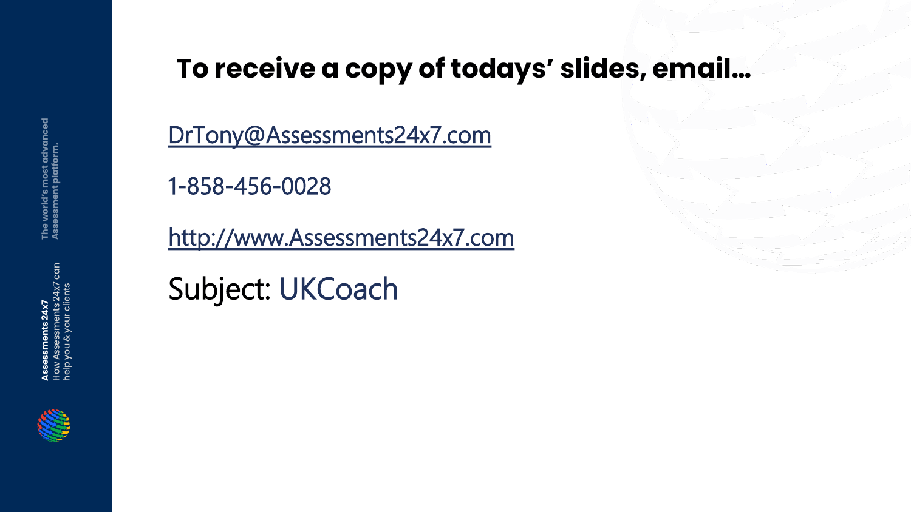## To receive a copy of todays' slides, email…

DrTony@Assessments24x7.com

1-858-456-0028

http://www.Assessments24x7.com

Subject: UKCoach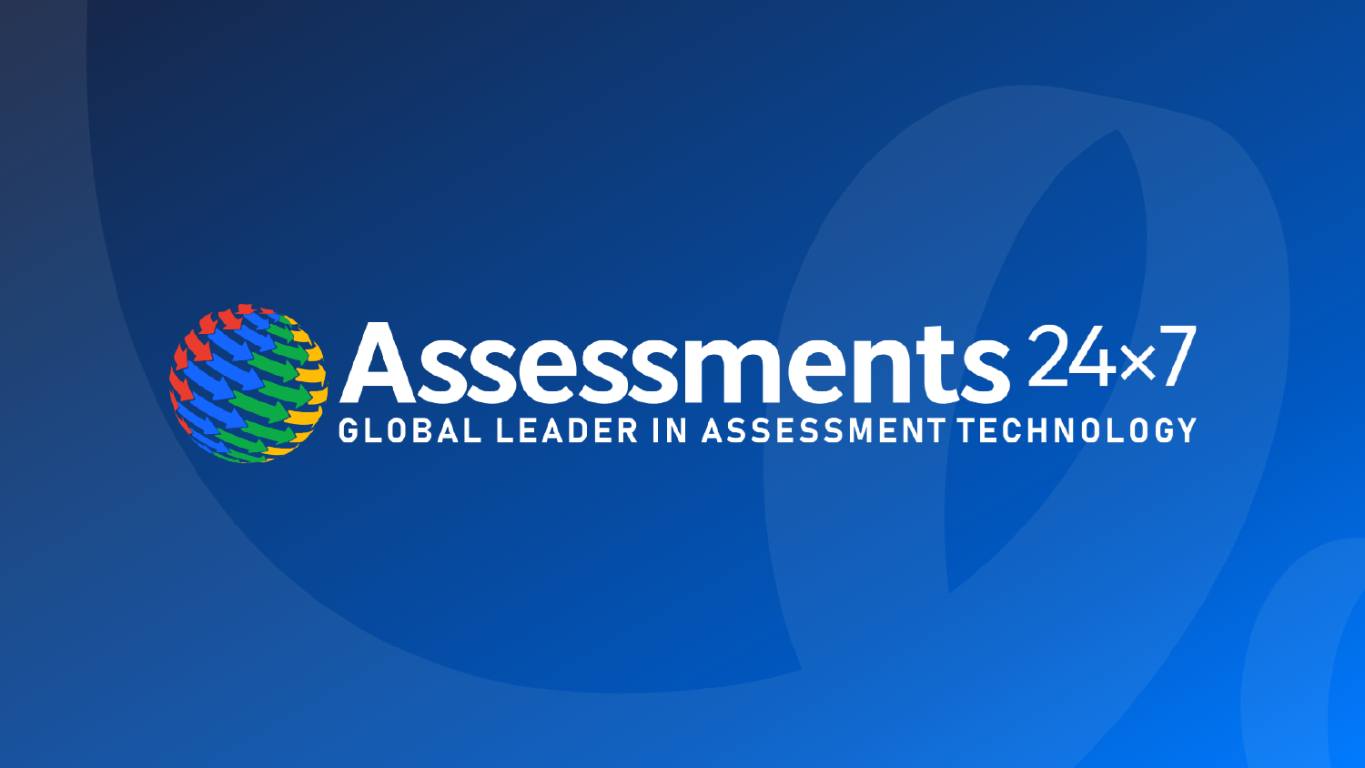# Assessments 24×7

GLOBAL LEADER IN ASSESSMENT TECHNOLOGY